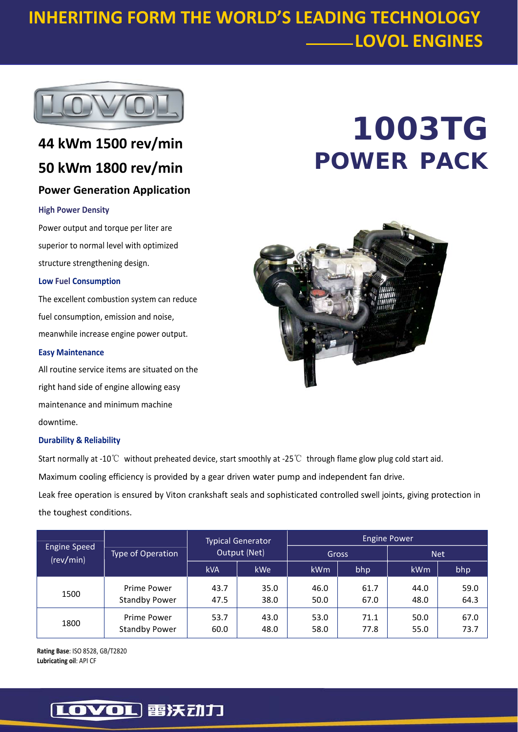# INHERITING FORM THE WORLD'S LEADING TECHNOLOGY
## ——LOVOL ENGINES

# 1003TG POWER PACK

## 44 kWm 1500 rev/min
## 50 kWm 1800 rev/min

### Power Generation Application

**High Power Density**

Power output and torque per liter are superior to normal level with optimized structure strengthening design.

**Low Fuel Consumption**

The excellent combustion system can reduce fuel consumption, emission and noise, meanwhile increase engine power output.

**Easy Maintenance**

All routine service items are situated on the right hand side of engine allowing easy maintenance and minimum machine downtime.

**Durability & Reliability**

Start normally at -10℃ without preheated device, start smoothly at -25℃ through flame glow plug cold start aid.

Maximum cooling efficiency is provided by a gear driven water pump and independent fan drive.

Leak free operation is ensured by Viton crankshaft seals and sophisticated controlled swell joints, giving protection in the toughest conditions.

| Engine Speed (rev/min) | Type of Operation | Typical Generator Output (Net) | | Engine Power | | | |
|---|---|---|---|---|---|---|---|
| | | | | Gross | | Net | |
| | | kVA | kWe | kWm | bhp | kWm | bhp |
| 1500 | Prime Power | 43.7 | 35.0 | 46.0 | 61.7 | 44.0 | 59.0 |
| | Standby Power | 47.5 | 38.0 | 50.0 | 67.0 | 48.0 | 64.3 |
| 1800 | Prime Power | 53.7 | 43.0 | 53.0 | 71.1 | 50.0 | 67.0 |
| | Standby Power | 60.0 | 48.0 | 58.0 | 77.8 | 55.0 | 73.7 |

**Rating Base**: ISO 8528, GB/T2820
**Lubricating oil**: API CF

LOVOL 雷沃动力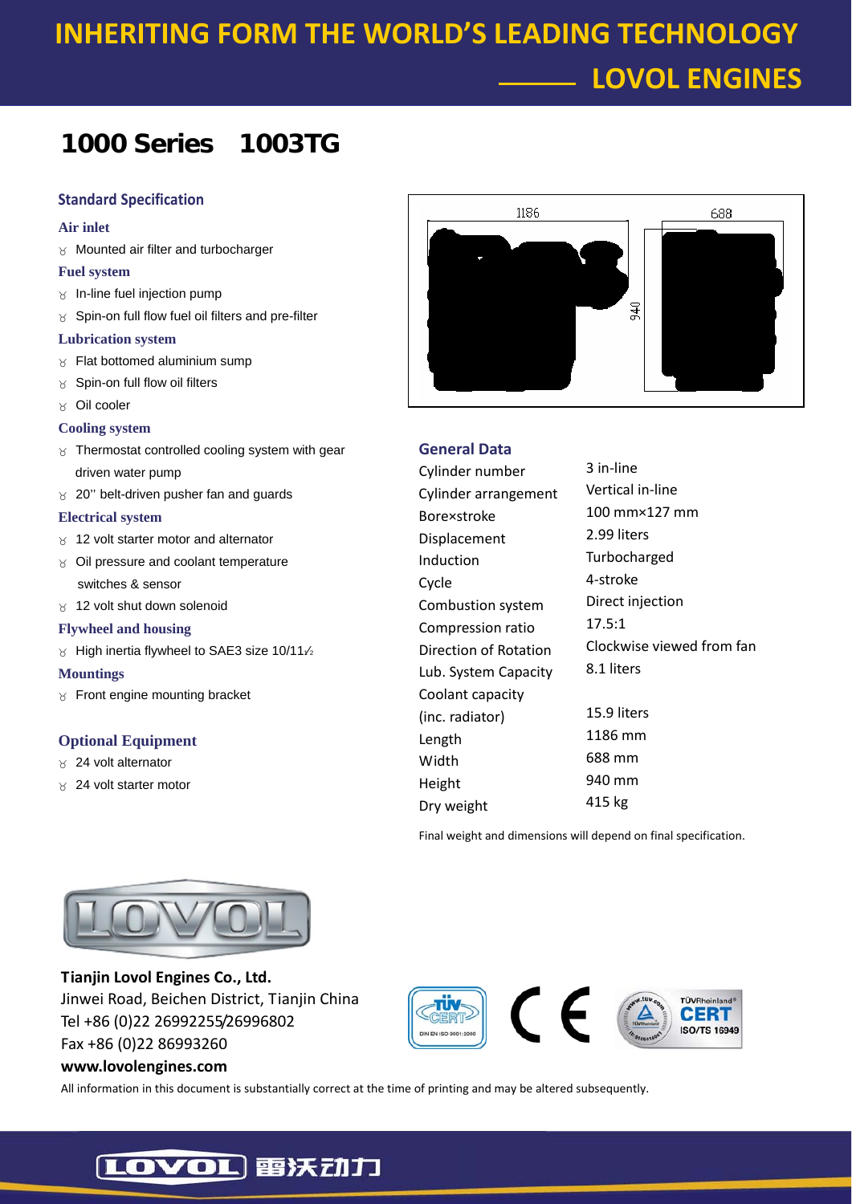# INHERITING FORM THE WORLD'S LEADING TECHNOLOGY

## —— LOVOL ENGINES

# 1000 Series 1003TG

### Standard Specification

**Air inlet**

- Mounted air filter and turbocharger

**Fuel system**

- In-line fuel injection pump
- Spin-on full flow fuel oil filters and pre-filter

**Lubrication system**

- Flat bottomed aluminium sump
- Spin-on full flow oil filters
- Oil cooler

**Cooling system**

- Thermostat controlled cooling system with gear driven water pump
- 20'' belt-driven pusher fan and guards

**Electrical system**

- 12 volt starter motor and alternator
- Oil pressure and coolant temperature switches & sensor
- 12 volt shut down solenoid

**Flywheel and housing**

- High inertia flywheel to SAE3 size 10/11½

**Mountings**

- Front engine mounting bracket

### Optional Equipment

- 24 volt alternator
- 24 volt starter motor

1186

688

940

### General Data

| | |
|---|---|
| Cylinder number | 3 in-line |
| Cylinder arrangement | Vertical in-line |
| Bore×stroke | 100 mm×127 mm |
| Displacement | 2.99 liters |
| Induction | Turbocharged |
| Cycle | 4-stroke |
| Combustion system | Direct injection |
| Compression ratio | 17.5:1 |
| Direction of Rotation | Clockwise viewed from fan |
| Lub. System Capacity | 8.1 liters |
| Coolant capacity (inc. radiator) | 15.9 liters |
| Length | 1186 mm |
| Width | 688 mm |
| Height | 940 mm |
| Dry weight | 415 kg |

Final weight and dimensions will depend on final specification.

**Tianjin Lovol Engines Co., Ltd.**
Jinwei Road, Beichen District, Tianjin China
Tel +86 (0)22 26992255/26996802
Fax +86 (0)22 86993260
**www.lovolengines.com**

All information in this document is substantially correct at the time of printing and may be altered subsequently.

LOVOL 雷沃动力